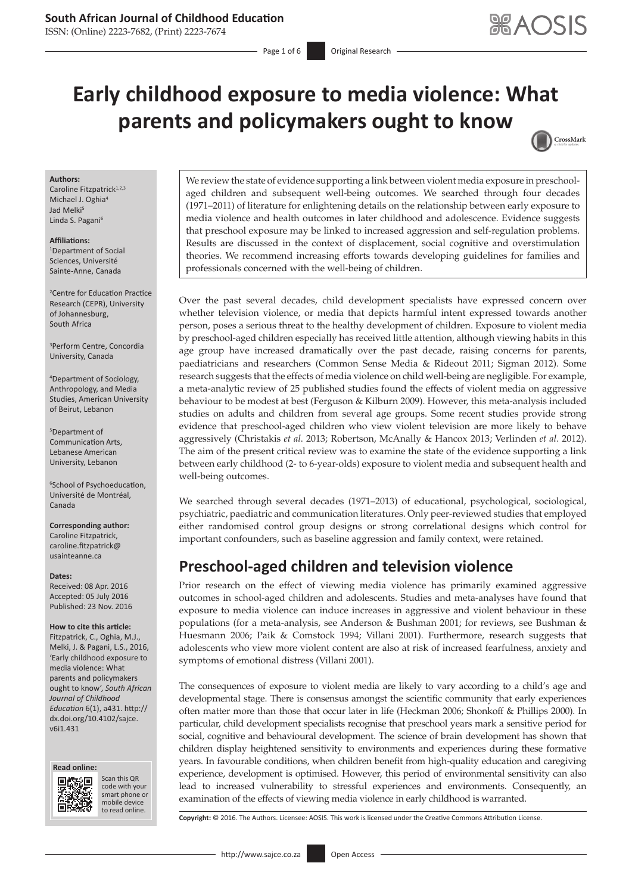# Early childhood exposure to media violence: What parents and policymakers ought to know

**Authors:**
Caroline Fitzpatrick[1,2,3]
Michael J. Oghia[4]
Jad Melki[5]
Linda S. Pagani[6]

**Affiliations:**
[1]Department of Social Sciences, Université Sainte-Anne, Canada

[2]Centre for Education Practice Research (CEPR), University of Johannesburg, South Africa

[3]Perform Centre, Concordia University, Canada

[4]Department of Sociology, Anthropology, and Media Studies, American University of Beirut, Lebanon

[5]Department of Communication Arts, Lebanese American University, Lebanon

[6]School of Psychoeducation, Université de Montréal, Canada

**Corresponding author:**
Caroline Fitzpatrick,
caroline.fitzpatrick@usainteanne.ca

**Dates:**
Received: 08 Apr. 2016
Accepted: 05 July 2016
Published: 23 Nov. 2016

**How to cite this article:**
Fitzpatrick, C., Oghia, M.J., Melki, J. & Pagani, L.S., 2016, 'Early childhood exposure to media violence: What parents and policymakers ought to know', *South African Journal of Childhood Education* 6(1), a431. http://dx.doi.org/10.4102/sajce.v6i1.431

**Read online:**
Scan this QR code with your smart phone or mobile device to read online.

We review the state of evidence supporting a link between violent media exposure in preschool-aged children and subsequent well-being outcomes. We searched through four decades (1971–2011) of literature for enlightening details on the relationship between early exposure to media violence and health outcomes in later childhood and adolescence. Evidence suggests that preschool exposure may be linked to increased aggression and self-regulation problems. Results are discussed in the context of displacement, social cognitive and overstimulation theories. We recommend increasing efforts towards developing guidelines for families and professionals concerned with the well-being of children.

Over the past several decades, child development specialists have expressed concern over whether television violence, or media that depicts harmful intent expressed towards another person, poses a serious threat to the healthy development of children. Exposure to violent media by preschool-aged children especially has received little attention, although viewing habits in this age group have increased dramatically over the past decade, raising concerns for parents, paediatricians and researchers (Common Sense Media & Rideout 2011; Sigman 2012). Some research suggests that the effects of media violence on child well-being are negligible. For example, a meta-analytic review of 25 published studies found the effects of violent media on aggressive behaviour to be modest at best (Ferguson & Kilburn 2009). However, this meta-analysis included studies on adults and children from several age groups. Some recent studies provide strong evidence that preschool-aged children who view violent television are more likely to behave aggressively (Christakis *et al*. 2013; Robertson, McAnally & Hancox 2013; Verlinden *et al*. 2012). The aim of the present critical review was to examine the state of the evidence supporting a link between early childhood (2- to 6-year-olds) exposure to violent media and subsequent health and well-being outcomes.

We searched through several decades (1971–2013) of educational, psychological, sociological, psychiatric, paediatric and communication literatures. Only peer-reviewed studies that employed either randomised control group designs or strong correlational designs which control for important confounders, such as baseline aggression and family context, were retained.

## Preschool-aged children and television violence

Prior research on the effect of viewing media violence has primarily examined aggressive outcomes in school-aged children and adolescents. Studies and meta-analyses have found that exposure to media violence can induce increases in aggressive and violent behaviour in these populations (for a meta-analysis, see Anderson & Bushman 2001; for reviews, see Bushman & Huesmann 2006; Paik & Comstock 1994; Villani 2001). Furthermore, research suggests that adolescents who view more violent content are also at risk of increased fearfulness, anxiety and symptoms of emotional distress (Villani 2001).

The consequences of exposure to violent media are likely to vary according to a child's age and developmental stage. There is consensus amongst the scientific community that early experiences often matter more than those that occur later in life (Heckman 2006; Shonkoff & Phillips 2000). In particular, child development specialists recognise that preschool years mark a sensitive period for social, cognitive and behavioural development. The science of brain development has shown that children display heightened sensitivity to environments and experiences during these formative years. In favourable conditions, when children benefit from high-quality education and caregiving experience, development is optimised. However, this period of environmental sensitivity can also lead to increased vulnerability to stressful experiences and environments. Consequently, an examination of the effects of viewing media violence in early childhood is warranted.

**Copyright:** © 2016. The Authors. Licensee: AOSIS. This work is licensed under the Creative Commons Attribution License.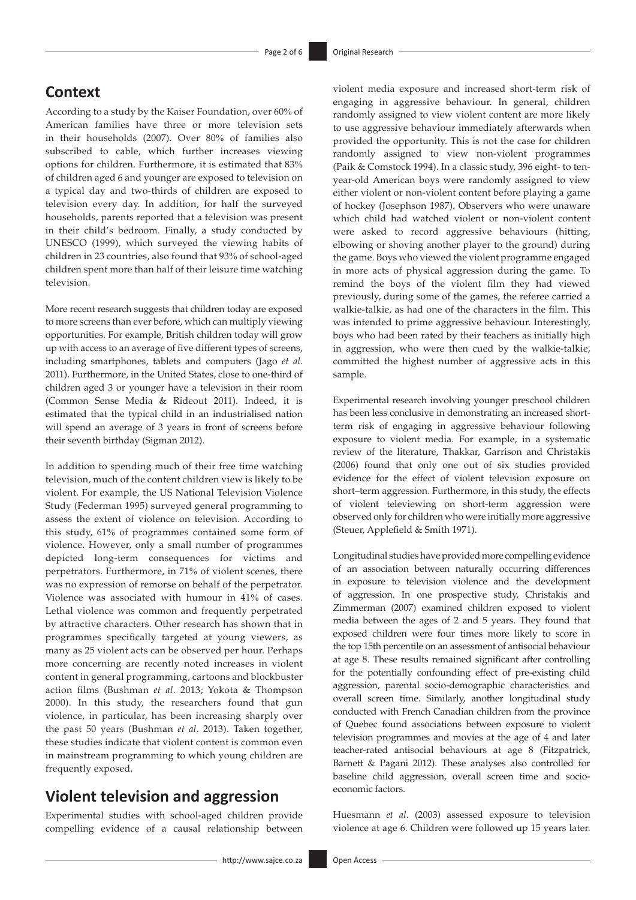## Context

According to a study by the Kaiser Foundation, over 60% of American families have three or more television sets in their households (2007). Over 80% of families also subscribed to cable, which further increases viewing options for children. Furthermore, it is estimated that 83% of children aged 6 and younger are exposed to television on a typical day and two-thirds of children are exposed to television every day. In addition, for half the surveyed households, parents reported that a television was present in their child's bedroom. Finally, a study conducted by UNESCO (1999), which surveyed the viewing habits of children in 23 countries, also found that 93% of school-aged children spent more than half of their leisure time watching television.

More recent research suggests that children today are exposed to more screens than ever before, which can multiply viewing opportunities. For example, British children today will grow up with access to an average of five different types of screens, including smartphones, tablets and computers (Jago *et al.* 2011). Furthermore, in the United States, close to one-third of children aged 3 or younger have a television in their room (Common Sense Media & Rideout 2011). Indeed, it is estimated that the typical child in an industrialised nation will spend an average of 3 years in front of screens before their seventh birthday (Sigman 2012).

In addition to spending much of their free time watching television, much of the content children view is likely to be violent. For example, the US National Television Violence Study (Federman 1995) surveyed general programming to assess the extent of violence on television. According to this study, 61% of programmes contained some form of violence. However, only a small number of programmes depicted long-term consequences for victims and perpetrators. Furthermore, in 71% of violent scenes, there was no expression of remorse on behalf of the perpetrator. Violence was associated with humour in 41% of cases. Lethal violence was common and frequently perpetrated by attractive characters. Other research has shown that in programmes specifically targeted at young viewers, as many as 25 violent acts can be observed per hour. Perhaps more concerning are recently noted increases in violent content in general programming, cartoons and blockbuster action films (Bushman *et al.* 2013; Yokota & Thompson 2000). In this study, the researchers found that gun violence, in particular, has been increasing sharply over the past 50 years (Bushman *et al*. 2013). Taken together, these studies indicate that violent content is common even in mainstream programming to which young children are frequently exposed.

## Violent television and aggression

Experimental studies with school-aged children provide compelling evidence of a causal relationship between violent media exposure and increased short-term risk of engaging in aggressive behaviour. In general, children randomly assigned to view violent content are more likely to use aggressive behaviour immediately afterwards when provided the opportunity. This is not the case for children randomly assigned to view non-violent programmes (Paik & Comstock 1994). In a classic study, 396 eight- to ten-year-old American boys were randomly assigned to view either violent or non-violent content before playing a game of hockey (Josephson 1987). Observers who were unaware which child had watched violent or non-violent content were asked to record aggressive behaviours (hitting, elbowing or shoving another player to the ground) during the game. Boys who viewed the violent programme engaged in more acts of physical aggression during the game. To remind the boys of the violent film they had viewed previously, during some of the games, the referee carried a walkie-talkie, as had one of the characters in the film. This was intended to prime aggressive behaviour. Interestingly, boys who had been rated by their teachers as initially high in aggression, who were then cued by the walkie-talkie, committed the highest number of aggressive acts in this sample.

Experimental research involving younger preschool children has been less conclusive in demonstrating an increased short-term risk of engaging in aggressive behaviour following exposure to violent media. For example, in a systematic review of the literature, Thakkar, Garrison and Christakis (2006) found that only one out of six studies provided evidence for the effect of violent television exposure on short–term aggression. Furthermore, in this study, the effects of violent televiewing on short-term aggression were observed only for children who were initially more aggressive (Steuer, Applefield & Smith 1971).

Longitudinal studies have provided more compelling evidence of an association between naturally occurring differences in exposure to television violence and the development of aggression. In one prospective study, Christakis and Zimmerman (2007) examined children exposed to violent media between the ages of 2 and 5 years. They found that exposed children were four times more likely to score in the top 15th percentile on an assessment of antisocial behaviour at age 8. These results remained significant after controlling for the potentially confounding effect of pre-existing child aggression, parental socio-demographic characteristics and overall screen time. Similarly, another longitudinal study conducted with French Canadian children from the province of Quebec found associations between exposure to violent television programmes and movies at the age of 4 and later teacher-rated antisocial behaviours at age 8 (Fitzpatrick, Barnett & Pagani 2012). These analyses also controlled for baseline child aggression, overall screen time and socio-economic factors.

Huesmann *et al*. (2003) assessed exposure to television violence at age 6. Children were followed up 15 years later.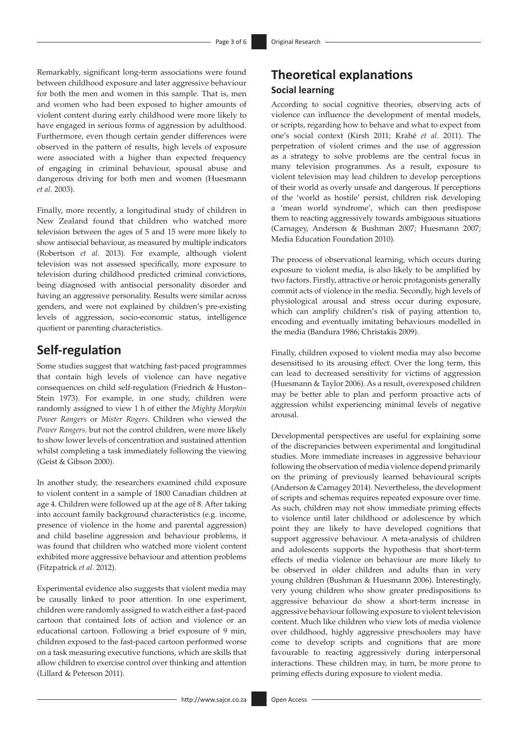Remarkably, significant long-term associations were found between childhood exposure and later aggressive behaviour for both the men and women in this sample. That is, men and women who had been exposed to higher amounts of violent content during early childhood were more likely to have engaged in serious forms of aggression by adulthood. Furthermore, even though certain gender differences were observed in the pattern of results, high levels of exposure were associated with a higher than expected frequency of engaging in criminal behaviour, spousal abuse and dangerous driving for both men and women (Huesmann *et al*. 2003).

Finally, more recently, a longitudinal study of children in New Zealand found that children who watched more television between the ages of 5 and 15 were more likely to show antisocial behaviour, as measured by multiple indicators (Robertson *et al*. 2013). For example, although violent television was not assessed specifically, more exposure to television during childhood predicted criminal convictions, being diagnosed with antisocial personality disorder and having an aggressive personality. Results were similar across genders, and were not explained by children's pre-existing levels of aggression, socio-economic status, intelligence quotient or parenting characteristics.

# Self-regulation

Some studies suggest that watching fast-paced programmes that contain high levels of violence can have negative consequences on child self-regulation (Friedrich & Huston–Stein 1973). For example, in one study, children were randomly assigned to view 1 h of either the *Mighty Morphin Power Rangers* or *Mister Rogers*. Children who viewed the *Power Rangers,* but not the control children, were more likely to show lower levels of concentration and sustained attention whilst completing a task immediately following the viewing (Geist & Gibson 2000).

In another study, the researchers examined child exposure to violent content in a sample of 1800 Canadian children at age 4. Children were followed up at the age of 8. After taking into account family background characteristics (e.g. income, presence of violence in the home and parental aggression) and child baseline aggression and behaviour problems, it was found that children who watched more violent content exhibited more aggressive behaviour and attention problems (Fitzpatrick *et al*. 2012).

Experimental evidence also suggests that violent media may be causally linked to poor attention. In one experiment, children were randomly assigned to watch either a fast-paced cartoon that contained lots of action and violence or an educational cartoon. Following a brief exposure of 9 min, children exposed to the fast-paced cartoon performed worse on a task measuring executive functions, which are skills that allow children to exercise control over thinking and attention (Lillard & Peterson 2011).

# Theoretical explanations

## Social learning

According to social cognitive theories, observing acts of violence can influence the development of mental models, or scripts, regarding how to behave and what to expect from one's social context (Kirsh 2011; Krahé *et al*. 2011). The perpetration of violent crimes and the use of aggression as a strategy to solve problems are the central focus in many television programmes. As a result, exposure to violent television may lead children to develop perceptions of their world as overly unsafe and dangerous. If perceptions of the 'world as hostile' persist, children risk developing a 'mean world syndrome', which can then predispose them to reacting aggressively towards ambiguous situations (Carnagey, Anderson & Bushman 2007; Huesmann 2007; Media Education Foundation 2010).

The process of observational learning, which occurs during exposure to violent media, is also likely to be amplified by two factors. Firstly, attractive or heroic protagonists generally commit acts of violence in the media. Secondly, high levels of physiological arousal and stress occur during exposure, which can amplify children's risk of paying attention to, encoding and eventually imitating behaviours modelled in the media (Bandura 1986; Christakis 2009).

Finally, children exposed to violent media may also become desensitised to its arousing effect. Over the long term, this can lead to decreased sensitivity for victims of aggression (Huesmann & Taylor 2006). As a result, overexposed children may be better able to plan and perform proactive acts of aggression whilst experiencing minimal levels of negative arousal.

Developmental perspectives are useful for explaining some of the discrepancies between experimental and longitudinal studies. More immediate increases in aggressive behaviour following the observation of media violence depend primarily on the priming of previously learned behavioural scripts (Anderson & Carnagey 2014). Nevertheless, the development of scripts and schemas requires repeated exposure over time. As such, children may not show immediate priming effects to violence until later childhood or adolescence by which point they are likely to have developed cognitions that support aggressive behaviour. A meta-analysis of children and adolescents supports the hypothesis that short-term effects of media violence on behaviour are more likely to be observed in older children and adults than in very young children (Bushman & Huesmann 2006). Interestingly, very young children who show greater predispositions to aggressive behaviour do show a short-term increase in aggressive behaviour following exposure to violent television content. Much like children who view lots of media violence over childhood, highly aggressive preschoolers may have come to develop scripts and cognitions that are more favourable to reacting aggressively during interpersonal interactions. These children may, in turn, be more prone to priming effects during exposure to violent media.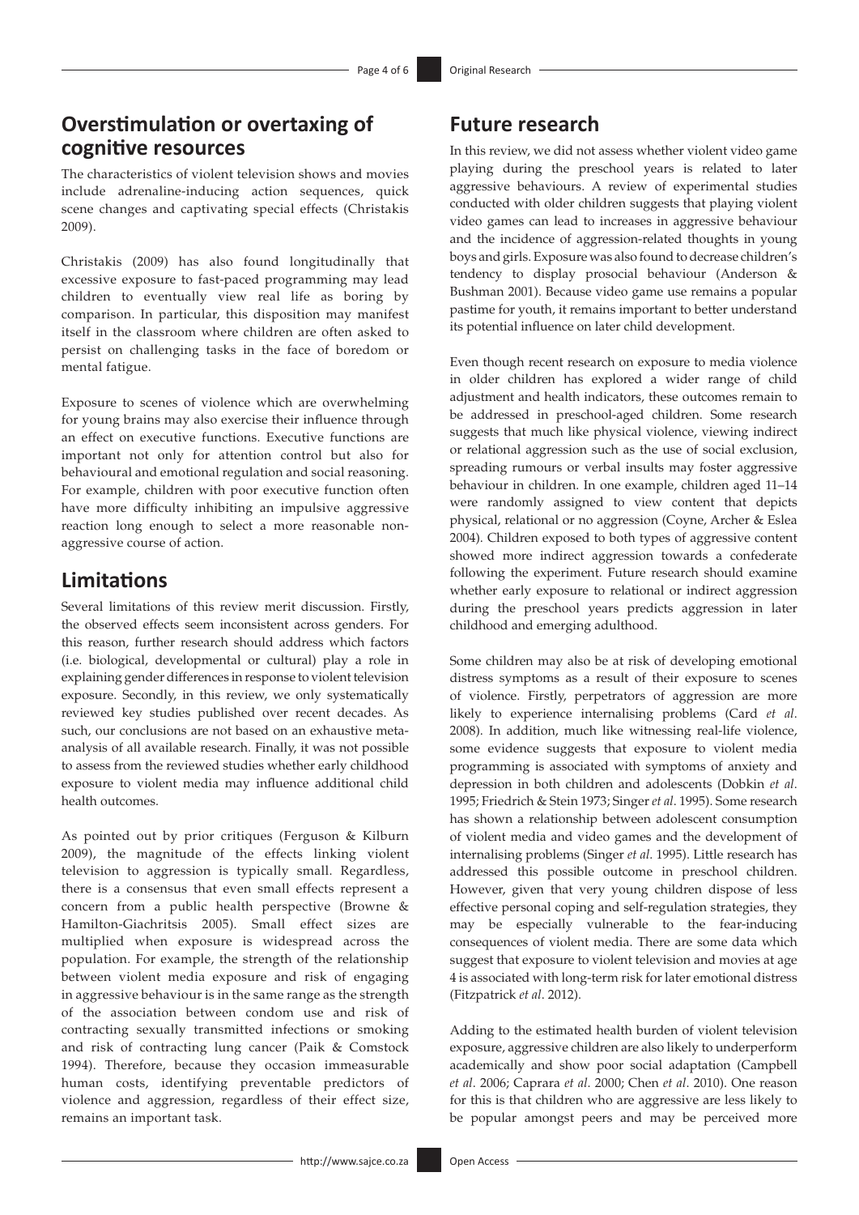## Overstimulation or overtaxing of cognitive resources

The characteristics of violent television shows and movies include adrenaline-inducing action sequences, quick scene changes and captivating special effects (Christakis 2009).

Christakis (2009) has also found longitudinally that excessive exposure to fast-paced programming may lead children to eventually view real life as boring by comparison. In particular, this disposition may manifest itself in the classroom where children are often asked to persist on challenging tasks in the face of boredom or mental fatigue.

Exposure to scenes of violence which are overwhelming for young brains may also exercise their influence through an effect on executive functions. Executive functions are important not only for attention control but also for behavioural and emotional regulation and social reasoning. For example, children with poor executive function often have more difficulty inhibiting an impulsive aggressive reaction long enough to select a more reasonable non-aggressive course of action.

## Limitations

Several limitations of this review merit discussion. Firstly, the observed effects seem inconsistent across genders. For this reason, further research should address which factors (i.e. biological, developmental or cultural) play a role in explaining gender differences in response to violent television exposure. Secondly, in this review, we only systematically reviewed key studies published over recent decades. As such, our conclusions are not based on an exhaustive meta-analysis of all available research. Finally, it was not possible to assess from the reviewed studies whether early childhood exposure to violent media may influence additional child health outcomes.

As pointed out by prior critiques (Ferguson & Kilburn 2009), the magnitude of the effects linking violent television to aggression is typically small. Regardless, there is a consensus that even small effects represent a concern from a public health perspective (Browne & Hamilton-Giachritsis 2005). Small effect sizes are multiplied when exposure is widespread across the population. For example, the strength of the relationship between violent media exposure and risk of engaging in aggressive behaviour is in the same range as the strength of the association between condom use and risk of contracting sexually transmitted infections or smoking and risk of contracting lung cancer (Paik & Comstock 1994). Therefore, because they occasion immeasurable human costs, identifying preventable predictors of violence and aggression, regardless of their effect size, remains an important task.

## Future research

In this review, we did not assess whether violent video game playing during the preschool years is related to later aggressive behaviours. A review of experimental studies conducted with older children suggests that playing violent video games can lead to increases in aggressive behaviour and the incidence of aggression-related thoughts in young boys and girls. Exposure was also found to decrease children's tendency to display prosocial behaviour (Anderson & Bushman 2001). Because video game use remains a popular pastime for youth, it remains important to better understand its potential influence on later child development.

Even though recent research on exposure to media violence in older children has explored a wider range of child adjustment and health indicators, these outcomes remain to be addressed in preschool-aged children. Some research suggests that much like physical violence, viewing indirect or relational aggression such as the use of social exclusion, spreading rumours or verbal insults may foster aggressive behaviour in children. In one example, children aged 11–14 were randomly assigned to view content that depicts physical, relational or no aggression (Coyne, Archer & Eslea 2004). Children exposed to both types of aggressive content showed more indirect aggression towards a confederate following the experiment. Future research should examine whether early exposure to relational or indirect aggression during the preschool years predicts aggression in later childhood and emerging adulthood.

Some children may also be at risk of developing emotional distress symptoms as a result of their exposure to scenes of violence. Firstly, perpetrators of aggression are more likely to experience internalising problems (Card *et al*. 2008). In addition, much like witnessing real-life violence, some evidence suggests that exposure to violent media programming is associated with symptoms of anxiety and depression in both children and adolescents (Dobkin *et al*. 1995; Friedrich & Stein 1973; Singer *et al*. 1995). Some research has shown a relationship between adolescent consumption of violent media and video games and the development of internalising problems (Singer *et al*. 1995). Little research has addressed this possible outcome in preschool children. However, given that very young children dispose of less effective personal coping and self-regulation strategies, they may be especially vulnerable to the fear-inducing consequences of violent media. There are some data which suggest that exposure to violent television and movies at age 4 is associated with long-term risk for later emotional distress (Fitzpatrick *et al*. 2012).

Adding to the estimated health burden of violent television exposure, aggressive children are also likely to underperform academically and show poor social adaptation (Campbell *et al*. 2006; Caprara *et al*. 2000; Chen *et al*. 2010). One reason for this is that children who are aggressive are less likely to be popular amongst peers and may be perceived more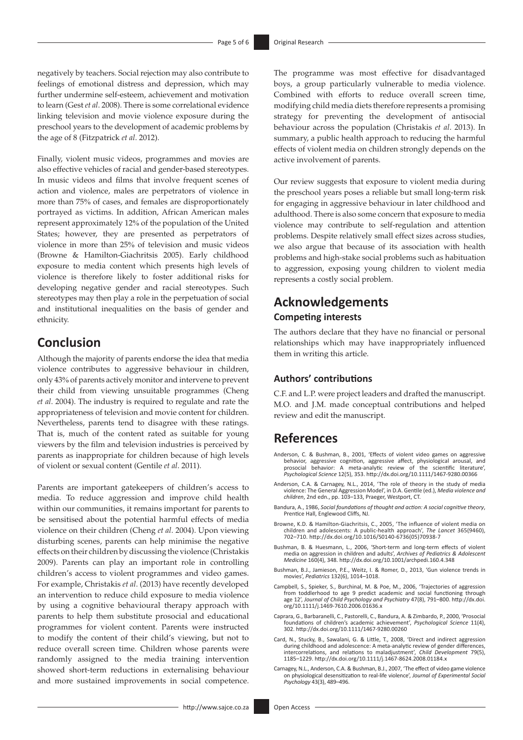negatively by teachers. Social rejection may also contribute to feelings of emotional distress and depression, which may further undermine self-esteem, achievement and motivation to learn (Gest *et al*. 2008). There is some correlational evidence linking television and movie violence exposure during the preschool years to the development of academic problems by the age of 8 (Fitzpatrick *et al*. 2012).

Finally, violent music videos, programmes and movies are also effective vehicles of racial and gender-based stereotypes. In music videos and films that involve frequent scenes of action and violence, males are perpetrators of violence in more than 75% of cases, and females are disproportionately portrayed as victims. In addition, African American males represent approximately 12% of the population of the United States; however, they are presented as perpetrators of violence in more than 25% of television and music videos (Browne & Hamilton-Giachritsis 2005). Early childhood exposure to media content which presents high levels of violence is therefore likely to foster additional risks for developing negative gender and racial stereotypes. Such stereotypes may then play a role in the perpetuation of social and institutional inequalities on the basis of gender and ethnicity.

## Conclusion

Although the majority of parents endorse the idea that media violence contributes to aggressive behaviour in children, only 43% of parents actively monitor and intervene to prevent their child from viewing unsuitable programmes (Cheng *et al*. 2004). The industry is required to regulate and rate the appropriateness of television and movie content for children. Nevertheless, parents tend to disagree with these ratings. That is, much of the content rated as suitable for young viewers by the film and television industries is perceived by parents as inappropriate for children because of high levels of violent or sexual content (Gentile *et al*. 2011).

Parents are important gatekeepers of children's access to media. To reduce aggression and improve child health within our communities, it remains important for parents to be sensitised about the potential harmful effects of media violence on their children (Cheng *et al*. 2004). Upon viewing disturbing scenes, parents can help minimise the negative effects on their children by discussing the violence (Christakis 2009). Parents can play an important role in controlling children's access to violent programmes and video games. For example, Christakis *et al*. (2013) have recently developed an intervention to reduce child exposure to media violence by using a cognitive behavioural therapy approach with parents to help them substitute prosocial and educational programmes for violent content. Parents were instructed to modify the content of their child's viewing, but not to reduce overall screen time. Children whose parents were randomly assigned to the media training intervention showed short-term reductions in externalising behaviour and more sustained improvements in social competence. The programme was most effective for disadvantaged boys, a group particularly vulnerable to media violence. Combined with efforts to reduce overall screen time, modifying child media diets therefore represents a promising strategy for preventing the development of antisocial behaviour across the population (Christakis *et al*. 2013). In summary, a public health approach to reducing the harmful effects of violent media on children strongly depends on the active involvement of parents.

Our review suggests that exposure to violent media during the preschool years poses a reliable but small long-term risk for engaging in aggressive behaviour in later childhood and adulthood. There is also some concern that exposure to media violence may contribute to self-regulation and attention problems. Despite relatively small effect sizes across studies, we also argue that because of its association with health problems and high-stake social problems such as habituation to aggression, exposing young children to violent media represents a costly social problem.

## Acknowledgements

### Competing interests

The authors declare that they have no financial or personal relationships which may have inappropriately influenced them in writing this article.

### Authors' contributions

C.F. and L.P. were project leaders and drafted the manuscript. M.O. and J.M. made conceptual contributions and helped review and edit the manuscript.

## References

Anderson, C. & Bushman, B., 2001, 'Effects of violent video games on aggressive behavior, aggressive cognition, aggressive affect, physiological arousal, and prosocial behavior: A meta-analytic review of the scientific literature', *Psychological Science* 12(5), 353. http://dx.doi.org/10.1111/1467-9280.00366

Anderson, C.A. & Carnagey, N.L., 2014, 'The role of theory in the study of media violence: The General Aggression Model', in D.A. Gentile (ed.), *Media violence and children*, 2nd edn., pp. 103–133, Praeger, Westport, CT.

Bandura, A., 1986, *Social foundations of thought and action: A social cognitive theory*, Prentice Hall, Englewood Cliffs, NJ.

Browne, K.D. & Hamilton-Giachritsis, C., 2005, 'The influence of violent media on children and adolescents: A public-health approach', *The Lancet* 365(9460), 702–710. http://dx.doi.org/10.1016/S0140-6736(05)70938-7

Bushman, B. & Huesmann, L., 2006, 'Short-term and long-term effects of violent media on aggression in children and adults', *Archives of Pediatrics & Adolescent Medicine* 160(4), 348. http://dx.doi.org/10.1001/archpedi.160.4.348

Bushman, B.J., Jamieson, P.E., Weitz, I. & Romer, D., 2013, 'Gun violence trends in movies', *Pediatrics* 132(6), 1014–1018.

Campbell, S., Spieker, S., Burchinal, M. & Poe, M., 2006, 'Trajectories of aggression from toddlerhood to age 9 predict academic and social functioning through age 12', *Journal of Child Psychology and Psychiatry* 47(8), 791–800. http://dx.doi.org/10.1111/j.1469-7610.2006.01636.x

Caprara, G., Barbaranelli, C., Pastorelli, C., Bandura, A. & Zimbardo, P., 2000, 'Prosocial foundations of children's academic achievement', *Psychological Science* 11(4), 302. http://dx.doi.org/10.1111/1467-9280.00260

Card, N., Stucky, B., Sawalani, G. & Little, T., 2008, 'Direct and indirect aggression during childhood and adolescence: A meta-analytic review of gender differences, intercorrelations, and relations to maladjustment', *Child Development* 79(5), 1185–1229. http://dx.doi.org/10.1111/j.1467-8624.2008.01184.x

Carnagey, N.L., Anderson, C.A. & Bushman, B.J., 2007, 'The effect of video game violence on physiological desensitization to real-life violence', *Journal of Experimental Social Psychology* 43(3), 489–496.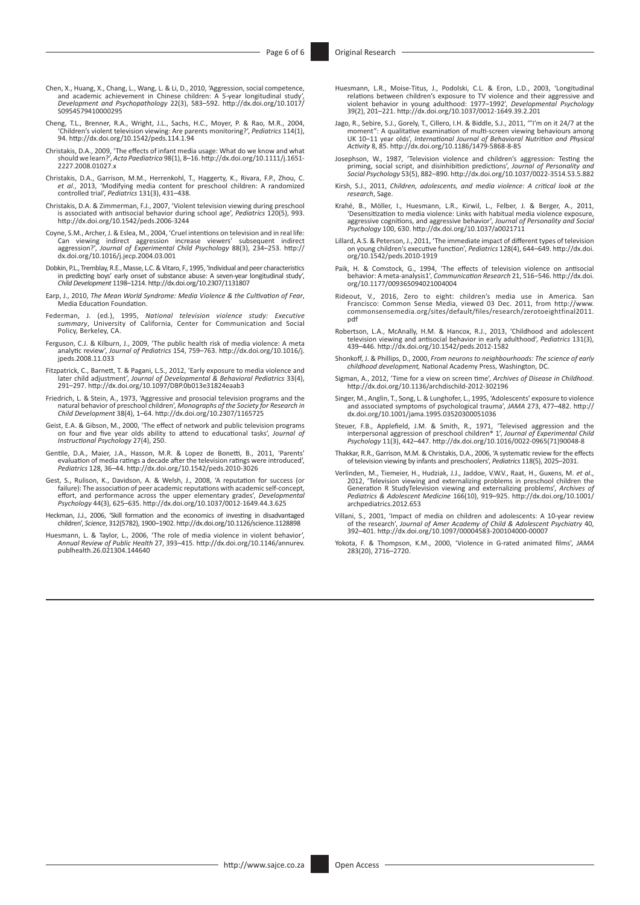Chen, X., Huang, X., Chang, L., Wang, L. & Li, D., 2010, 'Aggression, social competence, and academic achievement in Chinese children: A 5-year longitudinal study', *Development and Psychopathology* 22(3), 583–592. http://dx.doi.org/10.1017/S0954579410000295

Cheng, T.L., Brenner, R.A., Wright, J.L., Sachs, H.C., Moyer, P. & Rao, M.R., 2004, 'Children's violent television viewing: Are parents monitoring?', *Pediatrics* 114(1), 94. http://dx.doi.org/10.1542/peds.114.1.94

Christakis, D.A., 2009, 'The effects of infant media usage: What do we know and what should we learn?', *Acta Paediatrica* 98(1), 8–16. http://dx.doi.org/10.1111/j.1651-2227.2008.01027.x

Christakis, D.A., Garrison, M.M., Herrenkohl, T., Haggerty, K., Rivara, F.P., Zhou, C. *et al*., 2013, 'Modifying media content for preschool children: A randomized controlled trial', *Pediatrics* 131(3), 431–438.

Christakis, D.A. & Zimmerman, F.J., 2007, 'Violent television viewing during preschool is associated with antisocial behavior during school age', *Pediatrics* 120(5), 993. http://dx.doi.org/10.1542/peds.2006-3244

Coyne, S.M., Archer, J. & Eslea, M., 2004, 'Cruel intentions on television and in real life: Can viewing indirect aggression increase viewers' subsequent indirect aggression?', *Journal of Experimental Child Psychology* 88(3), 234–253. http://dx.doi.org/10.1016/j.jecp.2004.03.001

Dobkin, P.L., Tremblay, R.E., Masse, L.C. & Vitaro, F., 1995, 'Individual and peer characteristics in predicting boys' early onset of substance abuse: A seven-year longitudinal study', *Child Development* 1198–1214. http://dx.doi.org/10.2307/1131807

Earp, J., 2010, *The Mean World Syndrome: Media Violence & the Cultivation of Fear*, Media Education Foundation.

Federman, J. (ed.), 1995, *National television violence study: Executive summary*, University of California, Center for Communication and Social Policy, Berkeley, CA.

Ferguson, C.J. & Kilburn, J., 2009, 'The public health risk of media violence: A meta analytic review', *Journal of Pediatrics* 154, 759–763. http://dx.doi.org/10.1016/j.jpeds.2008.11.033

Fitzpatrick, C., Barnett, T. & Pagani, L.S., 2012, 'Early exposure to media violence and later child adjustment', *Journal of Developmental & Behavioral Pediatrics* 33(4), 291–297. http://dx.doi.org/10.1097/DBP.0b013e31824eaab3

Friedrich, L. & Stein, A., 1973, 'Aggressive and prosocial television programs and the natural behavior of preschool children', *Monographs of the Society for Research in Child Development* 38(4), 1–64. http://dx.doi.org/10.2307/1165725

Geist, E.A. & Gibson, M., 2000, 'The effect of network and public television programs on four and five year olds ability to attend to educational tasks', *Journal of Instructional Psychology* 27(4), 250.

Gentile, D.A., Maier, J.A., Hasson, M.R. & Lopez de Bonetti, B., 2011, 'Parents' evaluation of media ratings a decade after the television ratings were introduced', *Pediatrics* 128, 36–44. http://dx.doi.org/10.1542/peds.2010-3026

Gest, S., Rulison, K., Davidson, A. & Welsh, J., 2008, 'A reputation for success (or failure): The association of peer academic reputations with academic self-concept, effort, and performance across the upper elementary grades', *Developmental Psychology* 44(3), 625–635. http://dx.doi.org/10.1037/0012-1649.44.3.625

Heckman, J.J., 2006, 'Skill formation and the economics of investing in disadvantaged children', *Science*, 312(5782), 1900–1902. http://dx.doi.org/10.1126/science.1128898

Huesmann, L. & Taylor, L., 2006, 'The role of media violence in violent behavior', *Annual Review of Public Health* 27, 393–415. http://dx.doi.org/10.1146/annurev.publhealth.26.021304.144640

Huesmann, L.R., Moise-Titus, J., Podolski, C.L. & Eron, L.D., 2003, 'Longitudinal relations between children's exposure to TV violence and their aggressive and violent behavior in young adulthood: 1977–1992', *Developmental Psychology* 39(2), 201–221. http://dx.doi.org/10.1037/0012-1649.39.2.201

Jago, R., Sebire, S.J., Gorely, T., Cillero, I.H. & Biddle, S.J., 2011, '"I'm on it 24/7 at the moment": A qualitative examination of multi-screen viewing behaviours among UK 10–11 year olds', *International Journal of Behavioral Nutrition and Physical Activity* 8, 85. http://dx.doi.org/10.1186/1479-5868-8-85

Josephson, W., 1987, 'Television violence and children's aggression: Testing the priming, social script, and disinhibition predictions', *Journal of Personality and Social Psychology* 53(5), 882–890. http://dx.doi.org/10.1037/0022-3514.53.5.882

Kirsh, S.J., 2011, *Children, adolescents, and media violence: A critical look at the research*, Sage.

Krahé, B., Möller, I., Huesmann, L.R., Kirwil, L., Felber, J. & Berger, A., 2011, 'Desensitization to media violence: Links with habitual media violence exposure, aggressive cognitions, and aggressive behavior', *Journal of Personality and Social Psychology* 100, 630. http://dx.doi.org/10.1037/a0021711

Lillard, A.S. & Peterson, J., 2011, 'The immediate impact of different types of television on young children's executive function', *Pediatrics* 128(4), 644–649. http://dx.doi.org/10.1542/peds.2010-1919

Paik, H. & Comstock, G., 1994, 'The effects of television violence on antisocial behavior: A meta-analysis1', *Communication Research* 21, 516–546. http://dx.doi.org/10.1177/009365094021004004

Rideout, V., 2016, Zero to eight: children's media use in America. San Francisco: Common Sense Media, viewed 03 Dec. 2011, from http://www.commonsensemedia.org/sites/default/files/research/zerotoeightfinal2011.pdf

Robertson, L.A., McAnally, H.M. & Hancox, R.J., 2013, 'Childhood and adolescent television viewing and antisocial behavior in early adulthood', *Pediatrics* 131(3), 439–446. http://dx.doi.org/10.1542/peds.2012-1582

Shonkoff, J. & Phillips, D., 2000, *From neurons to neighbourhoods: The science of early childhood development,* National Academy Press, Washington, DC.

Sigman, A., 2012, 'Time for a view on screen time', *Archives of Disease in Childhood*. http://dx.doi.org/10.1136/archdischild-2012-302196

Singer, M., Anglin, T., Song, L. & Lunghofer, L., 1995, 'Adolescents' exposure to violence and associated symptoms of psychological trauma', *JAMA* 273, 477–482. http://dx.doi.org/10.1001/jama.1995.03520300051036

Steuer, F.B., Applefield, J.M. & Smith, R., 1971, 'Televised aggression and the interpersonal aggression of preschool children* 1', *Journal of Experimental Child Psychology* 11(3), 442–447. http://dx.doi.org/10.1016/0022-0965(71)90048-8

Thakkar, R.R., Garrison, M.M. & Christakis, D.A., 2006, 'A systematic review for the effects of television viewing by infants and preschoolers', *Pediatrics* 118(5), 2025–2031.

Verlinden, M., Tiemeier, H., Hudziak, J.J., Jaddoe, V.W.V., Raat, H., Guxens, M. *et al*., 2012, 'Television viewing and externalizing problems in preschool children the Generation R StudyTelevision viewing and externalizing problems', *Archives of Pediatrics & Adolescent Medicine* 166(10), 919–925. http://dx.doi.org/10.1001/archpediatrics.2012.653

Villani, S., 2001, 'Impact of media on children and adolescents: A 10-year review of the research', *Journal of Amer Academy of Child & Adolescent Psychiatry* 40, 392–401. http://dx.doi.org/10.1097/00004583-200104000-00007

Yokota, F. & Thompson, K.M., 2000, 'Violence in G-rated animated films', *JAMA* 283(20), 2716–2720.